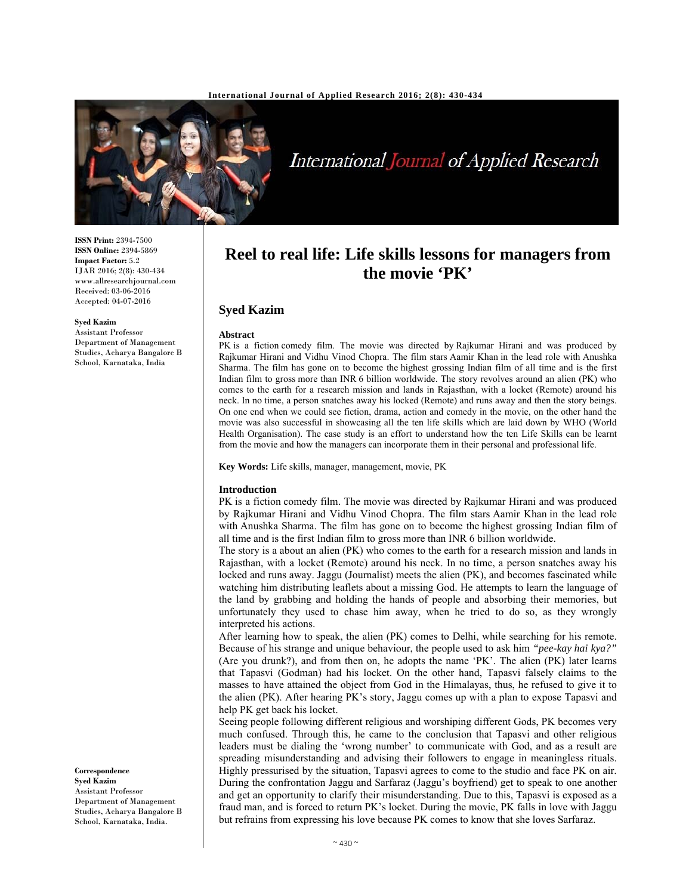ISSN Print: 2394-7500
ISSN Online: 2394-5869
Impact Factor: 5.2
IJAR 2016; 2(8): 430-434
www.allresearchjournal.com
Received: 03-06-2016
Accepted: 04-07-2016

**Syed Kazim**
Assistant Professor
Department of Management Studies, Acharya Bangalore B School, Karnataka, India

**Correspondence**
**Syed Kazim**
Assistant Professor
Department of Management Studies, Acharya Bangalore B School, Karnataka, India.

# Reel to real life: Life skills lessons for managers from the movie 'PK'

## Syed Kazim

### Abstract

PK is a fiction comedy film. The movie was directed by Rajkumar Hirani and was produced by Rajkumar Hirani and Vidhu Vinod Chopra. The film stars Aamir Khan in the lead role with Anushka Sharma. The film has gone on to become the highest grossing Indian film of all time and is the first Indian film to gross more than INR 6 billion worldwide. The story revolves around an alien (PK) who comes to the earth for a research mission and lands in Rajasthan, with a locket (Remote) around his neck. In no time, a person snatches away his locked (Remote) and runs away and then the story beings. On one end when we could see fiction, drama, action and comedy in the movie, on the other hand the movie was also successful in showcasing all the ten life skills which are laid down by WHO (World Health Organisation). The case study is an effort to understand how the ten Life Skills can be learnt from the movie and how the managers can incorporate them in their personal and professional life.

**Key Words:** Life skills, manager, management, movie, PK

### Introduction

PK is a fiction comedy film. The movie was directed by Rajkumar Hirani and was produced by Rajkumar Hirani and Vidhu Vinod Chopra. The film stars Aamir Khan in the lead role with Anushka Sharma. The film has gone on to become the highest grossing Indian film of all time and is the first Indian film to gross more than INR 6 billion worldwide.

The story is a about an alien (PK) who comes to the earth for a research mission and lands in Rajasthan, with a locket (Remote) around his neck. In no time, a person snatches away his locked and runs away. Jaggu (Journalist) meets the alien (PK), and becomes fascinated while watching him distributing leaflets about a missing God. He attempts to learn the language of the land by grabbing and holding the hands of people and absorbing their memories, but unfortunately they used to chase him away, when he tried to do so, as they wrongly interpreted his actions.

After learning how to speak, the alien (PK) comes to Delhi, while searching for his remote. Because of his strange and unique behaviour, the people used to ask him *"pee-kay hai kya?"* (Are you drunk?), and from then on, he adopts the name 'PK'. The alien (PK) later learns that Tapasvi (Godman) had his locket. On the other hand, Tapasvi falsely claims to the masses to have attained the object from God in the Himalayas, thus, he refused to give it to the alien (PK). After hearing PK's story, Jaggu comes up with a plan to expose Tapasvi and help PK get back his locket.

Seeing people following different religious and worshiping different Gods, PK becomes very much confused. Through this, he came to the conclusion that Tapasvi and other religious leaders must be dialing the 'wrong number' to communicate with God, and as a result are spreading misunderstanding and advising their followers to engage in meaningless rituals. Highly pressurised by the situation, Tapasvi agrees to come to the studio and face PK on air. During the confrontation Jaggu and Sarfaraz (Jaggu's boyfriend) get to speak to one another and get an opportunity to clarify their misunderstanding. Due to this, Tapasvi is exposed as a fraud man, and is forced to return PK's locket. During the movie, PK falls in love with Jaggu but refrains from expressing his love because PK comes to know that she loves Sarfaraz.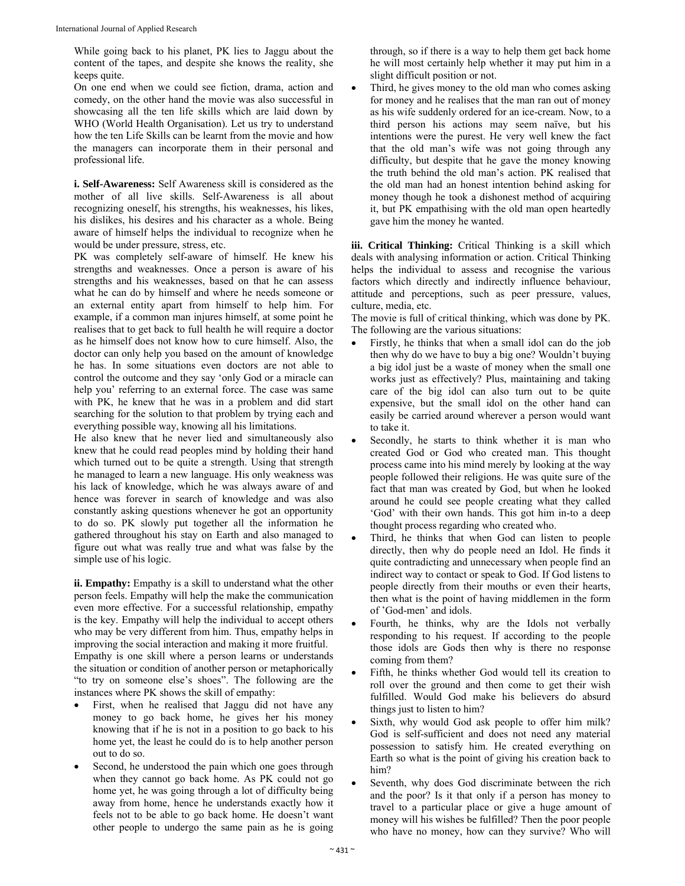While going back to his planet, PK lies to Jaggu about the content of the tapes, and despite she knows the reality, she keeps quite.

On one end when we could see fiction, drama, action and comedy, on the other hand the movie was also successful in showcasing all the ten life skills which are laid down by WHO (World Health Organisation). Let us try to understand how the ten Life Skills can be learnt from the movie and how the managers can incorporate them in their personal and professional life.

**i. Self-Awareness:** Self Awareness skill is considered as the mother of all live skills. Self-Awareness is all about recognizing oneself, his strengths, his weaknesses, his likes, his dislikes, his desires and his character as a whole. Being aware of himself helps the individual to recognize when he would be under pressure, stress, etc.

PK was completely self-aware of himself. He knew his strengths and weaknesses. Once a person is aware of his strengths and his weaknesses, based on that he can assess what he can do by himself and where he needs someone or an external entity apart from himself to help him. For example, if a common man injures himself, at some point he realises that to get back to full health he will require a doctor as he himself does not know how to cure himself. Also, the doctor can only help you based on the amount of knowledge he has. In some situations even doctors are not able to control the outcome and they say 'only God or a miracle can help you' referring to an external force. The case was same with PK, he knew that he was in a problem and did start searching for the solution to that problem by trying each and everything possible way, knowing all his limitations.

He also knew that he never lied and simultaneously also knew that he could read peoples mind by holding their hand which turned out to be quite a strength. Using that strength he managed to learn a new language. His only weakness was his lack of knowledge, which he was always aware of and hence was forever in search of knowledge and was also constantly asking questions whenever he got an opportunity to do so. PK slowly put together all the information he gathered throughout his stay on Earth and also managed to figure out what was really true and what was false by the simple use of his logic.

**ii. Empathy:** Empathy is a skill to understand what the other person feels. Empathy will help the make the communication even more effective. For a successful relationship, empathy is the key. Empathy will help the individual to accept others who may be very different from him. Thus, empathy helps in improving the social interaction and making it more fruitful.

Empathy is one skill where a person learns or understands the situation or condition of another person or metaphorically "to try on someone else's shoes". The following are the instances where PK shows the skill of empathy:

- First, when he realised that Jaggu did not have any money to go back home, he gives her his money knowing that if he is not in a position to go back to his home yet, the least he could do is to help another person out to do so.
- Second, he understood the pain which one goes through when they cannot go back home. As PK could not go home yet, he was going through a lot of difficulty being away from home, hence he understands exactly how it feels not to be able to go back home. He doesn't want other people to undergo the same pain as he is going through, so if there is a way to help them get back home he will most certainly help whether it may put him in a slight difficult position or not.
- Third, he gives money to the old man who comes asking for money and he realises that the man ran out of money as his wife suddenly ordered for an ice-cream. Now, to a third person his actions may seem naïve, but his intentions were the purest. He very well knew the fact that the old man's wife was not going through any difficulty, but despite that he gave the money knowing the truth behind the old man's action. PK realised that the old man had an honest intention behind asking for money though he took a dishonest method of acquiring it, but PK empathising with the old man open heartedly gave him the money he wanted.

**iii. Critical Thinking:** Critical Thinking is a skill which deals with analysing information or action. Critical Thinking helps the individual to assess and recognise the various factors which directly and indirectly influence behaviour, attitude and perceptions, such as peer pressure, values, culture, media, etc.

The movie is full of critical thinking, which was done by PK. The following are the various situations:

- Firstly, he thinks that when a small idol can do the job then why do we have to buy a big one? Wouldn't buying a big idol just be a waste of money when the small one works just as effectively? Plus, maintaining and taking care of the big idol can also turn out to be quite expensive, but the small idol on the other hand can easily be carried around wherever a person would want to take it.
- Secondly, he starts to think whether it is man who created God or God who created man. This thought process came into his mind merely by looking at the way people followed their religions. He was quite sure of the fact that man was created by God, but when he looked around he could see people creating what they called 'God' with their own hands. This got him in-to a deep thought process regarding who created who.
- Third, he thinks that when God can listen to people directly, then why do people need an Idol. He finds it quite contradicting and unnecessary when people find an indirect way to contact or speak to God. If God listens to people directly from their mouths or even their hearts, then what is the point of having middlemen in the form of 'God-men' and idols.
- Fourth, he thinks, why are the Idols not verbally responding to his request. If according to the people those idols are Gods then why is there no response coming from them?
- Fifth, he thinks whether God would tell its creation to roll over the ground and then come to get their wish fulfilled. Would God make his believers do absurd things just to listen to him?
- Sixth, why would God ask people to offer him milk? God is self-sufficient and does not need any material possession to satisfy him. He created everything on Earth so what is the point of giving his creation back to him?
- Seventh, why does God discriminate between the rich and the poor? Is it that only if a person has money to travel to a particular place or give a huge amount of money will his wishes be fulfilled? Then the poor people who have no money, how can they survive? Who will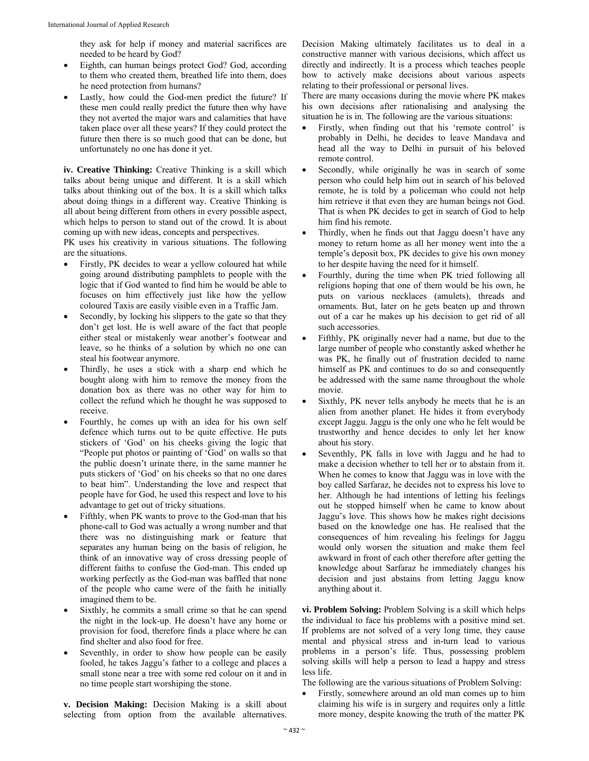they ask for help if money and material sacrifices are needed to be heard by God?

- Eighth, can human beings protect God? God, according to them who created them, breathed life into them, does he need protection from humans?
- Lastly, how could the God-men predict the future? If these men could really predict the future then why have they not averted the major wars and calamities that have taken place over all these years? If they could protect the future then there is so much good that can be done, but unfortunately no one has done it yet.

**iv. Creative Thinking:** Creative Thinking is a skill which talks about being unique and different. It is a skill which talks about thinking out of the box. It is a skill which talks about doing things in a different way. Creative Thinking is all about being different from others in every possible aspect, which helps to person to stand out of the crowd. It is about coming up with new ideas, concepts and perspectives.

PK uses his creativity in various situations. The following are the situations.

- Firstly, PK decides to wear a yellow coloured hat while going around distributing pamphlets to people with the logic that if God wanted to find him he would be able to focuses on him effectively just like how the yellow coloured Taxis are easily visible even in a Traffic Jam.
- Secondly, by locking his slippers to the gate so that they don't get lost. He is well aware of the fact that people either steal or mistakenly wear another's footwear and leave, so he thinks of a solution by which no one can steal his footwear anymore.
- Thirdly, he uses a stick with a sharp end which he bought along with him to remove the money from the donation box as there was no other way for him to collect the refund which he thought he was supposed to receive.
- Fourthly, he comes up with an idea for his own self defence which turns out to be quite effective. He puts stickers of 'God' on his cheeks giving the logic that "People put photos or painting of 'God' on walls so that the public doesn't urinate there, in the same manner he puts stickers of 'God' on his cheeks so that no one dares to beat him". Understanding the love and respect that people have for God, he used this respect and love to his advantage to get out of tricky situations.
- Fifthly, when PK wants to prove to the God-man that his phone-call to God was actually a wrong number and that there was no distinguishing mark or feature that separates any human being on the basis of religion, he think of an innovative way of cross dressing people of different faiths to confuse the God-man. This ended up working perfectly as the God-man was baffled that none of the people who came were of the faith he initially imagined them to be.
- Sixthly, he commits a small crime so that he can spend the night in the lock-up. He doesn't have any home or provision for food, therefore finds a place where he can find shelter and also food for free.
- Seventhly, in order to show how people can be easily fooled, he takes Jaggu's father to a college and places a small stone near a tree with some red colour on it and in no time people start worshiping the stone.

**v. Decision Making:** Decision Making is a skill about selecting from option from the available alternatives. Decision Making ultimately facilitates us to deal in a constructive manner with various decisions, which affect us directly and indirectly. It is a process which teaches people how to actively make decisions about various aspects relating to their professional or personal lives.

There are many occasions during the movie where PK makes his own decisions after rationalising and analysing the situation he is in. The following are the various situations:

- Firstly, when finding out that his 'remote control' is probably in Delhi, he decides to leave Mandava and head all the way to Delhi in pursuit of his beloved remote control.
- Secondly, while originally he was in search of some person who could help him out in search of his beloved remote, he is told by a policeman who could not help him retrieve it that even they are human beings not God. That is when PK decides to get in search of God to help him find his remote.
- Thirdly, when he finds out that Jaggu doesn't have any money to return home as all her money went into the a temple's deposit box, PK decides to give his own money to her despite having the need for it himself.
- Fourthly, during the time when PK tried following all religions hoping that one of them would be his own, he puts on various necklaces (amulets), threads and ornaments. But, later on he gets beaten up and thrown out of a car he makes up his decision to get rid of all such accessories.
- Fifthly, PK originally never had a name, but due to the large number of people who constantly asked whether he was PK, he finally out of frustration decided to name himself as PK and continues to do so and consequently be addressed with the same name throughout the whole movie.
- Sixthly, PK never tells anybody he meets that he is an alien from another planet. He hides it from everybody except Jaggu. Jaggu is the only one who he felt would be trustworthy and hence decides to only let her know about his story.
- Seventhly, PK falls in love with Jaggu and he had to make a decision whether to tell her or to abstain from it. When he comes to know that Jaggu was in love with the boy called Sarfaraz, he decides not to express his love to her. Although he had intentions of letting his feelings out he stopped himself when he came to know about Jaggu's love. This shows how he makes right decisions based on the knowledge one has. He realised that the consequences of him revealing his feelings for Jaggu would only worsen the situation and make them feel awkward in front of each other therefore after getting the knowledge about Sarfaraz he immediately changes his decision and just abstains from letting Jaggu know anything about it.

**vi. Problem Solving:** Problem Solving is a skill which helps the individual to face his problems with a positive mind set. If problems are not solved of a very long time, they cause mental and physical stress and in-turn lead to various problems in a person's life. Thus, possessing problem solving skills will help a person to lead a happy and stress less life.

The following are the various situations of Problem Solving:

- Firstly, somewhere around an old man comes up to him claiming his wife is in surgery and requires only a little more money, despite knowing the truth of the matter PK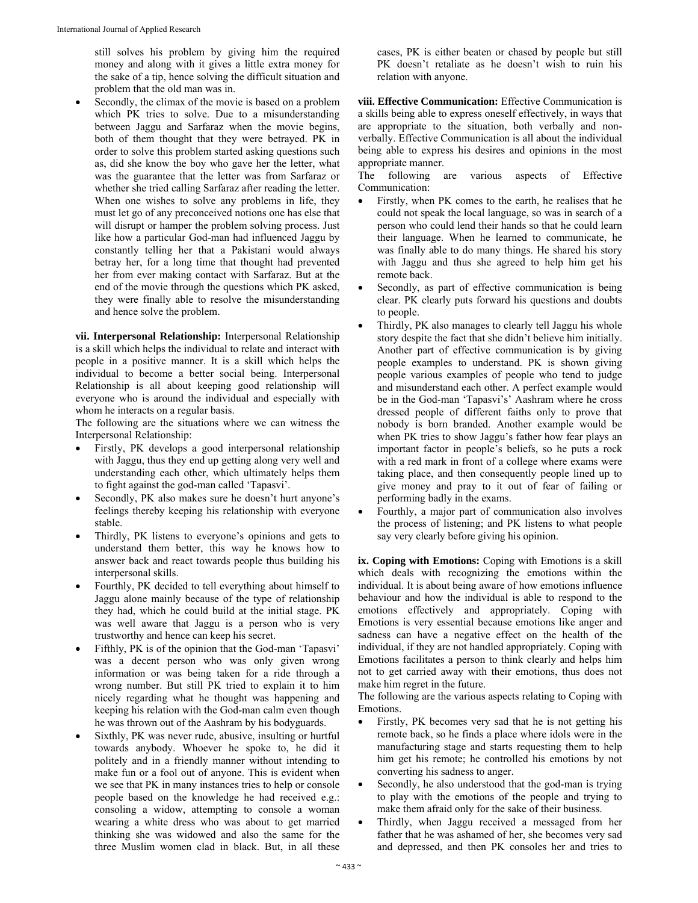still solves his problem by giving him the required money and along with it gives a little extra money for the sake of a tip, hence solving the difficult situation and problem that the old man was in.

- Secondly, the climax of the movie is based on a problem which PK tries to solve. Due to a misunderstanding between Jaggu and Sarfaraz when the movie begins, both of them thought that they were betrayed. PK in order to solve this problem started asking questions such as, did she know the boy who gave her the letter, what was the guarantee that the letter was from Sarfaraz or whether she tried calling Sarfaraz after reading the letter. When one wishes to solve any problems in life, they must let go of any preconceived notions one has else that will disrupt or hamper the problem solving process. Just like how a particular God-man had influenced Jaggu by constantly telling her that a Pakistani would always betray her, for a long time that thought had prevented her from ever making contact with Sarfaraz. But at the end of the movie through the questions which PK asked, they were finally able to resolve the misunderstanding and hence solve the problem.

**vii. Interpersonal Relationship:** Interpersonal Relationship is a skill which helps the individual to relate and interact with people in a positive manner. It is a skill which helps the individual to become a better social being. Interpersonal Relationship is all about keeping good relationship will everyone who is around the individual and especially with whom he interacts on a regular basis.

The following are the situations where we can witness the Interpersonal Relationship:

- Firstly, PK develops a good interpersonal relationship with Jaggu, thus they end up getting along very well and understanding each other, which ultimately helps them to fight against the god-man called 'Tapasvi'.
- Secondly, PK also makes sure he doesn't hurt anyone's feelings thereby keeping his relationship with everyone stable.
- Thirdly, PK listens to everyone's opinions and gets to understand them better, this way he knows how to answer back and react towards people thus building his interpersonal skills.
- Fourthly, PK decided to tell everything about himself to Jaggu alone mainly because of the type of relationship they had, which he could build at the initial stage. PK was well aware that Jaggu is a person who is very trustworthy and hence can keep his secret.
- Fifthly, PK is of the opinion that the God-man 'Tapasvi' was a decent person who was only given wrong information or was being taken for a ride through a wrong number. But still PK tried to explain it to him nicely regarding what he thought was happening and keeping his relation with the God-man calm even though he was thrown out of the Aashram by his bodyguards.
- Sixthly, PK was never rude, abusive, insulting or hurtful towards anybody. Whoever he spoke to, he did it politely and in a friendly manner without intending to make fun or a fool out of anyone. This is evident when we see that PK in many instances tries to help or console people based on the knowledge he had received e.g.: consoling a widow, attempting to console a woman wearing a white dress who was about to get married thinking she was widowed and also the same for the three Muslim women clad in black. But, in all these cases, PK is either beaten or chased by people but still PK doesn't retaliate as he doesn't wish to ruin his relation with anyone.

**viii. Effective Communication:** Effective Communication is a skills being able to express oneself effectively, in ways that are appropriate to the situation, both verbally and non-verbally. Effective Communication is all about the individual being able to express his desires and opinions in the most appropriate manner.

The following are various aspects of Effective Communication:

- Firstly, when PK comes to the earth, he realises that he could not speak the local language, so was in search of a person who could lend their hands so that he could learn their language. When he learned to communicate, he was finally able to do many things. He shared his story with Jaggu and thus she agreed to help him get his remote back.
- Secondly, as part of effective communication is being clear. PK clearly puts forward his questions and doubts to people.
- Thirdly, PK also manages to clearly tell Jaggu his whole story despite the fact that she didn't believe him initially. Another part of effective communication is by giving people examples to understand. PK is shown giving people various examples of people who tend to judge and misunderstand each other. A perfect example would be in the God-man 'Tapasvi's' Aashram where he cross dressed people of different faiths only to prove that nobody is born branded. Another example would be when PK tries to show Jaggu's father how fear plays an important factor in people's beliefs, so he puts a rock with a red mark in front of a college where exams were taking place, and then consequently people lined up to give money and pray to it out of fear of failing or performing badly in the exams.
- Fourthly, a major part of communication also involves the process of listening; and PK listens to what people say very clearly before giving his opinion.

**ix. Coping with Emotions:** Coping with Emotions is a skill which deals with recognizing the emotions within the individual. It is about being aware of how emotions influence behaviour and how the individual is able to respond to the emotions effectively and appropriately. Coping with Emotions is very essential because emotions like anger and sadness can have a negative effect on the health of the individual, if they are not handled appropriately. Coping with Emotions facilitates a person to think clearly and helps him not to get carried away with their emotions, thus does not make him regret in the future.

The following are the various aspects relating to Coping with Emotions.

- Firstly, PK becomes very sad that he is not getting his remote back, so he finds a place where idols were in the manufacturing stage and starts requesting them to help him get his remote; he controlled his emotions by not converting his sadness to anger.
- Secondly, he also understood that the god-man is trying to play with the emotions of the people and trying to make them afraid only for the sake of their business.
- Thirdly, when Jaggu received a messaged from her father that he was ashamed of her, she becomes very sad and depressed, and then PK consoles her and tries to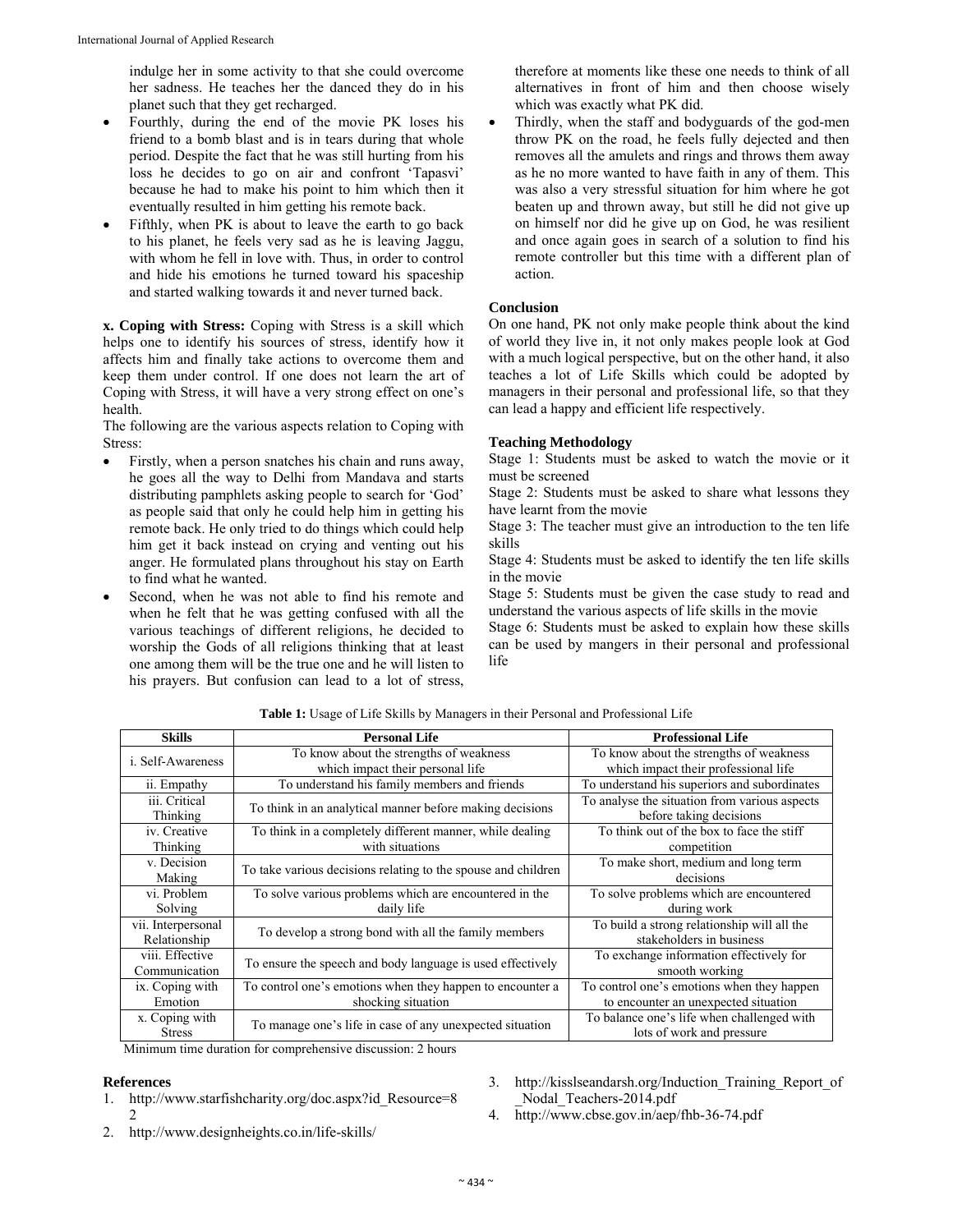indulge her in some activity to that she could overcome her sadness. He teaches her the danced they do in his planet such that they get recharged.

- Fourthly, during the end of the movie PK loses his friend to a bomb blast and is in tears during that whole period. Despite the fact that he was still hurting from his loss he decides to go on air and confront 'Tapasvi' because he had to make his point to him which then it eventually resulted in him getting his remote back.
- Fifthly, when PK is about to leave the earth to go back to his planet, he feels very sad as he is leaving Jaggu, with whom he fell in love with. Thus, in order to control and hide his emotions he turned toward his spaceship and started walking towards it and never turned back.

**x. Coping with Stress:** Coping with Stress is a skill which helps one to identify his sources of stress, identify how it affects him and finally take actions to overcome them and keep them under control. If one does not learn the art of Coping with Stress, it will have a very strong effect on one's health.

The following are the various aspects relation to Coping with Stress:

- Firstly, when a person snatches his chain and runs away, he goes all the way to Delhi from Mandava and starts distributing pamphlets asking people to search for 'God' as people said that only he could help him in getting his remote back. He only tried to do things which could help him get it back instead on crying and venting out his anger. He formulated plans throughout his stay on Earth to find what he wanted.
- Second, when he was not able to find his remote and when he felt that he was getting confused with all the various teachings of different religions, he decided to worship the Gods of all religions thinking that at least one among them will be the true one and he will listen to his prayers. But confusion can lead to a lot of stress, therefore at moments like these one needs to think of all alternatives in front of him and then choose wisely which was exactly what PK did.
- Thirdly, when the staff and bodyguards of the god-men throw PK on the road, he feels fully dejected and then removes all the amulets and rings and throws them away as he no more wanted to have faith in any of them. This was also a very stressful situation for him where he got beaten up and thrown away, but still he did not give up on himself nor did he give up on God, he was resilient and once again goes in search of a solution to find his remote controller but this time with a different plan of action.

## Conclusion

On one hand, PK not only make people think about the kind of world they live in, it not only makes people look at God with a much logical perspective, but on the other hand, it also teaches a lot of Life Skills which could be adopted by managers in their personal and professional life, so that they can lead a happy and efficient life respectively.

## Teaching Methodology

Stage 1: Students must be asked to watch the movie or it must be screened

Stage 2: Students must be asked to share what lessons they have learnt from the movie

Stage 3: The teacher must give an introduction to the ten life skills

Stage 4: Students must be asked to identify the ten life skills in the movie

Stage 5: Students must be given the case study to read and understand the various aspects of life skills in the movie

Stage 6: Students must be asked to explain how these skills can be used by mangers in their personal and professional life

**Table 1:** Usage of Life Skills by Managers in their Personal and Professional Life

| Skills | Personal Life | Professional Life |
|---|---|---|
| i. Self-Awareness | To know about the strengths of weakness which impact their personal life | To know about the strengths of weakness which impact their professional life |
| ii. Empathy | To understand his family members and friends | To understand his superiors and subordinates |
| iii. Critical Thinking | To think in an analytical manner before making decisions | To analyse the situation from various aspects before taking decisions |
| iv. Creative Thinking | To think in a completely different manner, while dealing with situations | To think out of the box to face the stiff competition |
| v. Decision Making | To take various decisions relating to the spouse and children | To make short, medium and long term decisions |
| vi. Problem Solving | To solve various problems which are encountered in the daily life | To solve problems which are encountered during work |
| vii. Interpersonal Relationship | To develop a strong bond with all the family members | To build a strong relationship will all the stakeholders in business |
| viii. Effective Communication | To ensure the speech and body language is used effectively | To exchange information effectively for smooth working |
| ix. Coping with Emotion | To control one's emotions when they happen to encounter a shocking situation | To control one's emotions when they happen to encounter an unexpected situation |
| x. Coping with Stress | To manage one's life in case of any unexpected situation | To balance one's life when challenged with lots of work and pressure |

Minimum time duration for comprehensive discussion: 2 hours

## References

1. http://www.starfishcharity.org/doc.aspx?id_Resource=82
2. http://www.designheights.co.in/life-skills/
3. http://kisslseandarsh.org/Induction_Training_Report_of_Nodal_Teachers-2014.pdf
4. http://www.cbse.gov.in/aep/fhb-36-74.pdf